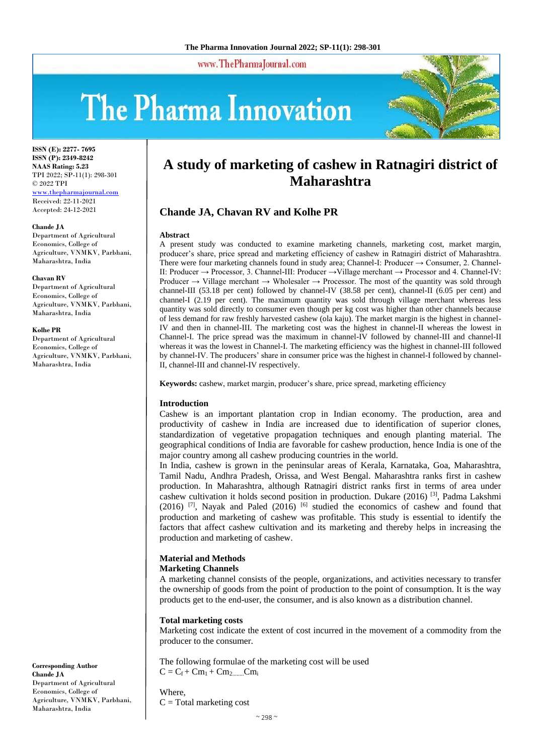ISSN (E): 2277- 7695
ISSN (P): 2349-8242
NAAS Rating: 5.23
TPI 2022; SP-11(1): 298-301
© 2022 TPI
www.thepharmajournal.com
Received: 22-11-2021
Accepted: 24-12-2021

**Chande JA**
Department of Agricultural Economics, College of Agriculture, VNMKV, Parbhani, Maharashtra, India

**Chavan RV**
Department of Agricultural Economics, College of Agriculture, VNMKV, Parbhani, Maharashtra, India

**Kolhe PR**
Department of Agricultural Economics, College of Agriculture, VNMKV, Parbhani, Maharashtra, India

**Corresponding Author**
**Chande JA**
Department of Agricultural Economics, College of Agriculture, VNMKV, Parbhani, Maharashtra, India

# A study of marketing of cashew in Ratnagiri district of Maharashtra

## Chande JA, Chavan RV and Kolhe PR

**Abstract**

A present study was conducted to examine marketing channels, marketing cost, market margin, producer's share, price spread and marketing efficiency of cashew in Ratnagiri district of Maharashtra. There were four marketing channels found in study area; Channel-I: Producer → Consumer, 2. Channel-II: Producer → Processor, 3. Channel-III: Producer →Village merchant → Processor and 4. Channel-IV: Producer → Village merchant → Wholesaler → Processor. The most of the quantity was sold through channel-III (53.18 per cent) followed by channel-IV (38.58 per cent), channel-II (6.05 per cent) and channel-I (2.19 per cent). The maximum quantity was sold through village merchant whereas less quantity was sold directly to consumer even though per kg cost was higher than other channels because of less demand for raw freshly harvested cashew (ola kaju). The market margin is the highest in channel-IV and then in channel-III. The marketing cost was the highest in channel-II whereas the lowest in Channel-I. The price spread was the maximum in channel-IV followed by channel-III and channel-II whereas it was the lowest in Channel-I. The marketing efficiency was the highest in channel-III followed by channel-IV. The producers' share in consumer price was the highest in channel-I followed by channel-II, channel-III and channel-IV respectively.

**Keywords:** cashew, market margin, producer's share, price spread, marketing efficiency

### Introduction

Cashew is an important plantation crop in Indian economy. The production, area and productivity of cashew in India are increased due to identification of superior clones, standardization of vegetative propagation techniques and enough planting material. The geographical conditions of India are favorable for cashew production, hence India is one of the major country among all cashew producing countries in the world.

In India, cashew is grown in the peninsular areas of Kerala, Karnataka, Goa, Maharashtra, Tamil Nadu, Andhra Pradesh, Orissa, and West Bengal. Maharashtra ranks first in cashew production. In Maharashtra, although Ratnagiri district ranks first in terms of area under cashew cultivation it holds second position in production. Dukare (2016) [3], Padma Lakshmi (2016) [7], Nayak and Paled (2016) [6] studied the economics of cashew and found that production and marketing of cashew was profitable. This study is essential to identify the factors that affect cashew cultivation and its marketing and thereby helps in increasing the production and marketing of cashew.

### Material and Methods

### Marketing Channels

A marketing channel consists of the people, organizations, and activities necessary to transfer the ownership of goods from the point of production to the point of consumption. It is the way products get to the end-user, the consumer, and is also known as a distribution channel.

### Total marketing costs

Marketing cost indicate the extent of cost incurred in the movement of a commodity from the producer to the consumer.

The following formulae of the marketing cost will be used

$C = C_f + Cm_1 + Cm_2 \ldots\ldots Cm_i$

Where,
C = Total marketing cost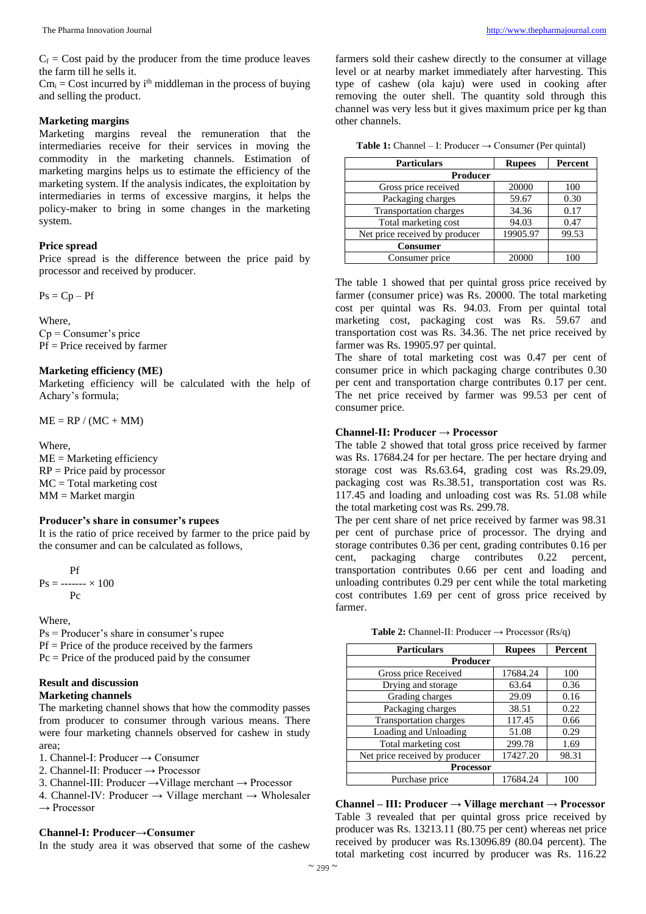$C_f$ = Cost paid by the producer from the time produce leaves the farm till he sells it.

$Cm_i$ = Cost incurred by $i^{th}$ middleman in the process of buying and selling the product.

**Marketing margins**

Marketing margins reveal the remuneration that the intermediaries receive for their services in moving the commodity in the marketing channels. Estimation of marketing margins helps us to estimate the efficiency of the marketing system. If the analysis indicates, the exploitation by intermediaries in terms of excessive margins, it helps the policy-maker to bring in some changes in the marketing system.

**Price spread**

Price spread is the difference between the price paid by processor and received by producer.

$$Ps = Cp - Pf$$

Where,
Cp = Consumer's price
Pf = Price received by farmer

**Marketing efficiency (ME)**

Marketing efficiency will be calculated with the help of Achary's formula;

$$ME = RP / (MC + MM)$$

Where,
ME = Marketing efficiency
RP = Price paid by processor
MC = Total marketing cost
MM = Market margin

**Producer's share in consumer's rupees**

It is the ratio of price received by farmer to the price paid by the consumer and can be calculated as follows,

$$Ps = \frac{Pf}{Pc} \times 100$$

Where,
Ps = Producer's share in consumer's rupee
Pf = Price of the produce received by the farmers
Pc = Price of the produced paid by the consumer

**Result and discussion**

**Marketing channels**

The marketing channel shows that how the commodity passes from producer to consumer through various means. There were four marketing channels observed for cashew in study area;

1. Channel-I: Producer → Consumer
2. Channel-II: Producer → Processor
3. Channel-III: Producer →Village merchant → Processor
4. Channel-IV: Producer → Village merchant → Wholesaler → Processor

**Channel-I: Producer→Consumer**

In the study area it was observed that some of the cashew farmers sold their cashew directly to the consumer at village level or at nearby market immediately after harvesting. This type of cashew (ola kaju) were used in cooking after removing the outer shell. The quantity sold through this channel was very less but it gives maximum price per kg than other channels.

**Table 1:** Channel – I: Producer → Consumer (Per quintal)

| Particulars | Rupees | Percent |
|---|---|---|
| **Producer** | | |
| Gross price received | 20000 | 100 |
| Packaging charges | 59.67 | 0.30 |
| Transportation charges | 34.36 | 0.17 |
| Total marketing cost | 94.03 | 0.47 |
| Net price received by producer | 19905.97 | 99.53 |
| **Consumer** | | |
| Consumer price | 20000 | 100 |

The table 1 showed that per quintal gross price received by farmer (consumer price) was Rs. 20000. The total marketing cost per quintal was Rs. 94.03. From per quintal total marketing cost, packaging cost was Rs. 59.67 and transportation cost was Rs. 34.36. The net price received by farmer was Rs. 19905.97 per quintal.

The share of total marketing cost was 0.47 per cent of consumer price in which packaging charge contributes 0.30 per cent and transportation charge contributes 0.17 per cent. The net price received by farmer was 99.53 per cent of consumer price.

**Channel-II: Producer → Processor**

The table 2 showed that total gross price received by farmer was Rs. 17684.24 for per hectare. The per hectare drying and storage cost was Rs.63.64, grading cost was Rs.29.09, packaging cost was Rs.38.51, transportation cost was Rs. 117.45 and loading and unloading cost was Rs. 51.08 while the total marketing cost was Rs. 299.78.

The per cent share of net price received by farmer was 98.31 per cent of purchase price of processor. The drying and storage contributes 0.36 per cent, grading contributes 0.16 per cent, packaging charge contributes 0.22 percent, transportation contributes 0.66 per cent and loading and unloading contributes 0.29 per cent while the total marketing cost contributes 1.69 per cent of gross price received by farmer.

**Table 2:** Channel-II: Producer → Processor (Rs/q)

| Particulars | Rupees | Percent |
|---|---|---|
| **Producer** | | |
| Gross price Received | 17684.24 | 100 |
| Drying and storage | 63.64 | 0.36 |
| Grading charges | 29.09 | 0.16 |
| Packaging charges | 38.51 | 0.22 |
| Transportation charges | 117.45 | 0.66 |
| Loading and Unloading | 51.08 | 0.29 |
| Total marketing cost | 299.78 | 1.69 |
| Net price received by producer | 17427.20 | 98.31 |
| **Processor** | | |
| Purchase price | 17684.24 | 100 |

**Channel – III: Producer → Village merchant → Processor**

Table 3 revealed that per quintal gross price received by producer was Rs. 13213.11 (80.75 per cent) whereas net price received by producer was Rs.13096.89 (80.04 percent). The total marketing cost incurred by producer was Rs. 116.22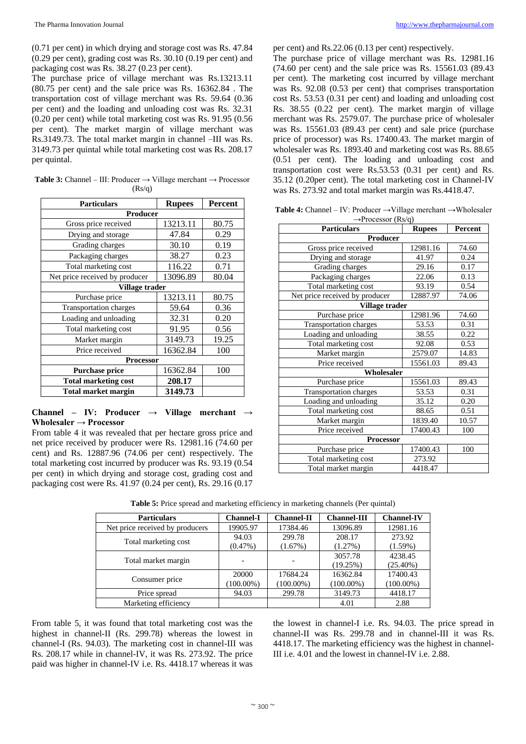(0.71 per cent) in which drying and storage cost was Rs. 47.84 (0.29 per cent), grading cost was Rs. 30.10 (0.19 per cent) and packaging cost was Rs. 38.27 (0.23 per cent).

The purchase price of village merchant was Rs.13213.11 (80.75 per cent) and the sale price was Rs. 16362.84 . The transportation cost of village merchant was Rs. 59.64 (0.36 per cent) and the loading and unloading cost was Rs. 32.31 (0.20 per cent) while total marketing cost was Rs. 91.95 (0.56 per cent). The market margin of village merchant was Rs.3149.73. The total market margin in channel –III was Rs. 3149.73 per quintal while total marketing cost was Rs. 208.17 per quintal.

**Table 3:** Channel – III: Producer → Village merchant → Processor (Rs/q)

| Particulars | Rupees | Percent |
|---|---|---|
| **Producer** | | |
| Gross price received | 13213.11 | 80.75 |
| Drying and storage | 47.84 | 0.29 |
| Grading charges | 30.10 | 0.19 |
| Packaging charges | 38.27 | 0.23 |
| Total marketing cost | 116.22 | 0.71 |
| Net price received by producer | 13096.89 | 80.04 |
| **Village trader** | | |
| Purchase price | 13213.11 | 80.75 |
| Transportation charges | 59.64 | 0.36 |
| Loading and unloading | 32.31 | 0.20 |
| Total marketing cost | 91.95 | 0.56 |
| Market margin | 3149.73 | 19.25 |
| Price received | 16362.84 | 100 |
| **Processor** | | |
| **Purchase price** | 16362.84 | 100 |
| **Total marketing cost** | **208.17** | |
| **Total market margin** | **3149.73** | |

**Channel – IV: Producer → Village merchant → Wholesaler → Processor**

From table 4 it was revealed that per hectare gross price and net price received by producer were Rs. 12981.16 (74.60 per cent) and Rs. 12887.96 (74.06 per cent) respectively. The total marketing cost incurred by producer was Rs. 93.19 (0.54 per cent) in which drying and storage cost, grading cost and packaging cost were Rs. 41.97 (0.24 per cent), Rs. 29.16 (0.17 per cent) and Rs.22.06 (0.13 per cent) respectively.

The purchase price of village merchant was Rs. 12981.16 (74.60 per cent) and the sale price was Rs. 15561.03 (89.43 per cent). The marketing cost incurred by village merchant was Rs. 92.08 (0.53 per cent) that comprises transportation cost Rs. 53.53 (0.31 per cent) and loading and unloading cost Rs. 38.55 (0.22 per cent). The market margin of village merchant was Rs. 2579.07. The purchase price of wholesaler was Rs. 15561.03 (89.43 per cent) and sale price (purchase price of processor) was Rs. 17400.43. The market margin of wholesaler was Rs. 1893.40 and marketing cost was Rs. 88.65 (0.51 per cent). The loading and unloading cost and transportation cost were Rs.53.53 (0.31 per cent) and Rs. 35.12 (0.20per cent). The total marketing cost in Channel-IV was Rs. 273.92 and total market margin was Rs.4418.47.

**Table 4:** Channel – IV: Producer →Village merchant →Wholesaler →Processor (Rs/q)

| Particulars | Rupees | Percent |
|---|---|---|
| **Producer** | | |
| Gross price received | 12981.16 | 74.60 |
| Drying and storage | 41.97 | 0.24 |
| Grading charges | 29.16 | 0.17 |
| Packaging charges | 22.06 | 0.13 |
| Total marketing cost | 93.19 | 0.54 |
| Net price received by producer | 12887.97 | 74.06 |
| **Village trader** | | |
| Purchase price | 12981.96 | 74.60 |
| Transportation charges | 53.53 | 0.31 |
| Loading and unloading | 38.55 | 0.22 |
| Total marketing cost | 92.08 | 0.53 |
| Market margin | 2579.07 | 14.83 |
| Price received | 15561.03 | 89.43 |
| **Wholesaler** | | |
| Purchase price | 15561.03 | 89.43 |
| Transportation charges | 53.53 | 0.31 |
| Loading and unloading | 35.12 | 0.20 |
| Total marketing cost | 88.65 | 0.51 |
| Market margin | 1839.40 | 10.57 |
| Price received | 17400.43 | 100 |
| **Processor** | | |
| Purchase price | 17400.43 | 100 |
| Total marketing cost | 273.92 | |
| Total market margin | 4418.47 | |

**Table 5:** Price spread and marketing efficiency in marketing channels (Per quintal)

| Particulars | Channel-I | Channel-II | Channel-III | Channel-IV |
|---|---|---|---|---|
| Net price received by producers | 19905.97 | 17384.46 | 13096.89 | 12981.16 |
| Total marketing cost | 94.03 (0.47%) | 299.78 (1.67%) | 208.17 (1.27%) | 273.92 (1.59%) |
| Total market margin | - | - | 3057.78 (19.25%) | 4238.45 (25.40%) |
| Consumer price | 20000 (100.00%) | 17684.24 (100.00%) | 16362.84 (100.00%) | 17400.43 (100.00%) |
| Price spread | 94.03 | 299.78 | 3149.73 | 4418.17 |
| Marketing efficiency | | | 4.01 | 2.88 |

From table 5, it was found that total marketing cost was the highest in channel-II (Rs. 299.78) whereas the lowest in channel-I (Rs. 94.03). The marketing cost in channel-III was Rs. 208.17 while in channel-IV, it was Rs. 273.92. The price paid was higher in channel-IV i.e. Rs. 4418.17 whereas it was the lowest in channel-I i.e. Rs. 94.03. The price spread in channel-II was Rs. 299.78 and in channel-III it was Rs. 4418.17. The marketing efficiency was the highest in channel-III i.e. 4.01 and the lowest in channel-IV i.e. 2.88.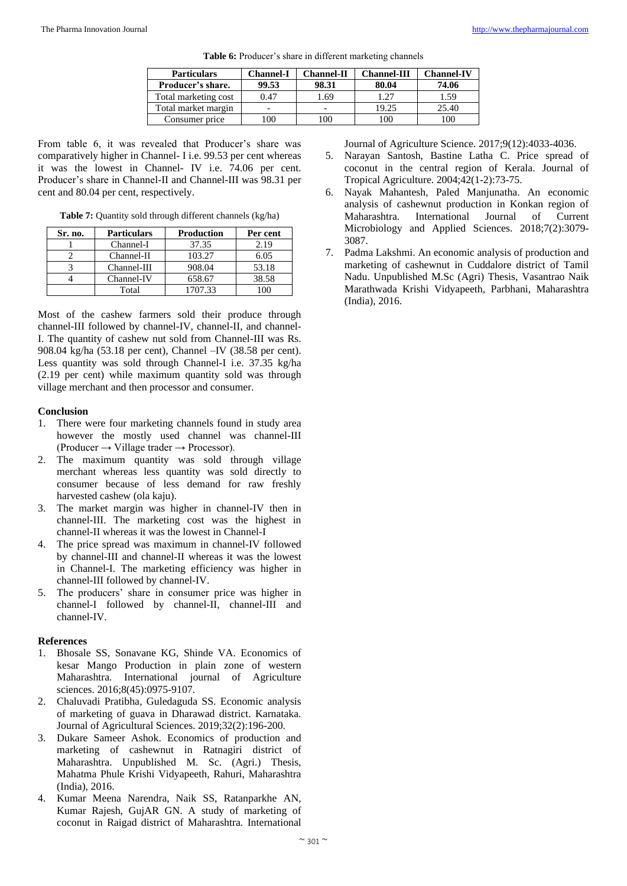**Table 6:** Producer's share in different marketing channels

| Particulars | Channel-I | Channel-II | Channel-III | Channel-IV |
|---|---|---|---|---|
| **Producer's share.** | **99.53** | **98.31** | **80.04** | **74.06** |
| Total marketing cost | 0.47 | 1.69 | 1.27 | 1.59 |
| Total market margin | - | - | 19.25 | 25.40 |
| Consumer price | 100 | 100 | 100 | 100 |

From table 6, it was revealed that Producer's share was comparatively higher in Channel- I i.e. 99.53 per cent whereas it was the lowest in Channel- IV i.e. 74.06 per cent. Producer's share in Channel-II and Channel-III was 98.31 per cent and 80.04 per cent, respectively.

**Table 7:** Quantity sold through different channels (kg/ha)

| Sr. no. | Particulars | Production | Per cent |
|---|---|---|---|
| 1 | Channel-I | 37.35 | 2.19 |
| 2 | Channel-II | 103.27 | 6.05 |
| 3 | Channel-III | 908.04 | 53.18 |
| 4 | Channel-IV | 658.67 | 38.58 |
| | Total | 1707.33 | 100 |

Most of the cashew farmers sold their produce through channel-III followed by channel-IV, channel-II, and channel-I. The quantity of cashew nut sold from Channel-III was Rs. 908.04 kg/ha (53.18 per cent), Channel –IV (38.58 per cent). Less quantity was sold through Channel-I i.e. 37.35 kg/ha (2.19 per cent) while maximum quantity sold was through village merchant and then processor and consumer.

## Conclusion

1. There were four marketing channels found in study area however the mostly used channel was channel-III (Producer → Village trader → Processor).
2. The maximum quantity was sold through village merchant whereas less quantity was sold directly to consumer because of less demand for raw freshly harvested cashew (ola kaju).
3. The market margin was higher in channel-IV then in channel-III. The marketing cost was the highest in channel-II whereas it was the lowest in Channel-I
4. The price spread was maximum in channel-IV followed by channel-III and channel-II whereas it was the lowest in Channel-I. The marketing efficiency was higher in channel-III followed by channel-IV.
5. The producers' share in consumer price was higher in channel-I followed by channel-II, channel-III and channel-IV.

## References

1. Bhosale SS, Sonavane KG, Shinde VA. Economics of kesar Mango Production in plain zone of western Maharashtra. International journal of Agriculture sciences. 2016;8(45):0975-9107.
2. Chaluvadi Pratibha, Guledaguda SS. Economic analysis of marketing of guava in Dharawad district. Karnataka. Journal of Agricultural Sciences. 2019;32(2):196-200.
3. Dukare Sameer Ashok. Economics of production and marketing of cashewnut in Ratnagiri district of Maharashtra. Unpublished M. Sc. (Agri.) Thesis, Mahatma Phule Krishi Vidyapeeth, Rahuri, Maharashtra (India), 2016.
4. Kumar Meena Narendra, Naik SS, Ratanparkhe AN, Kumar Rajesh, GujAR GN. A study of marketing of coconut in Raigad district of Maharashtra. International Journal of Agriculture Science. 2017;9(12):4033-4036.
5. Narayan Santosh, Bastine Latha C. Price spread of coconut in the central region of Kerala. Journal of Tropical Agriculture. 2004;42(1-2):73-75.
6. Nayak Mahantesh, Paled Manjunatha. An economic analysis of cashewnut production in Konkan region of Maharashtra. International Journal of Current Microbiology and Applied Sciences. 2018;7(2):3079-3087.
7. Padma Lakshmi. An economic analysis of production and marketing of cashewnut in Cuddalore district of Tamil Nadu. Unpublished M.Sc (Agri) Thesis, Vasantrao Naik Marathwada Krishi Vidyapeeth, Parbhani, Maharashtra (India), 2016.